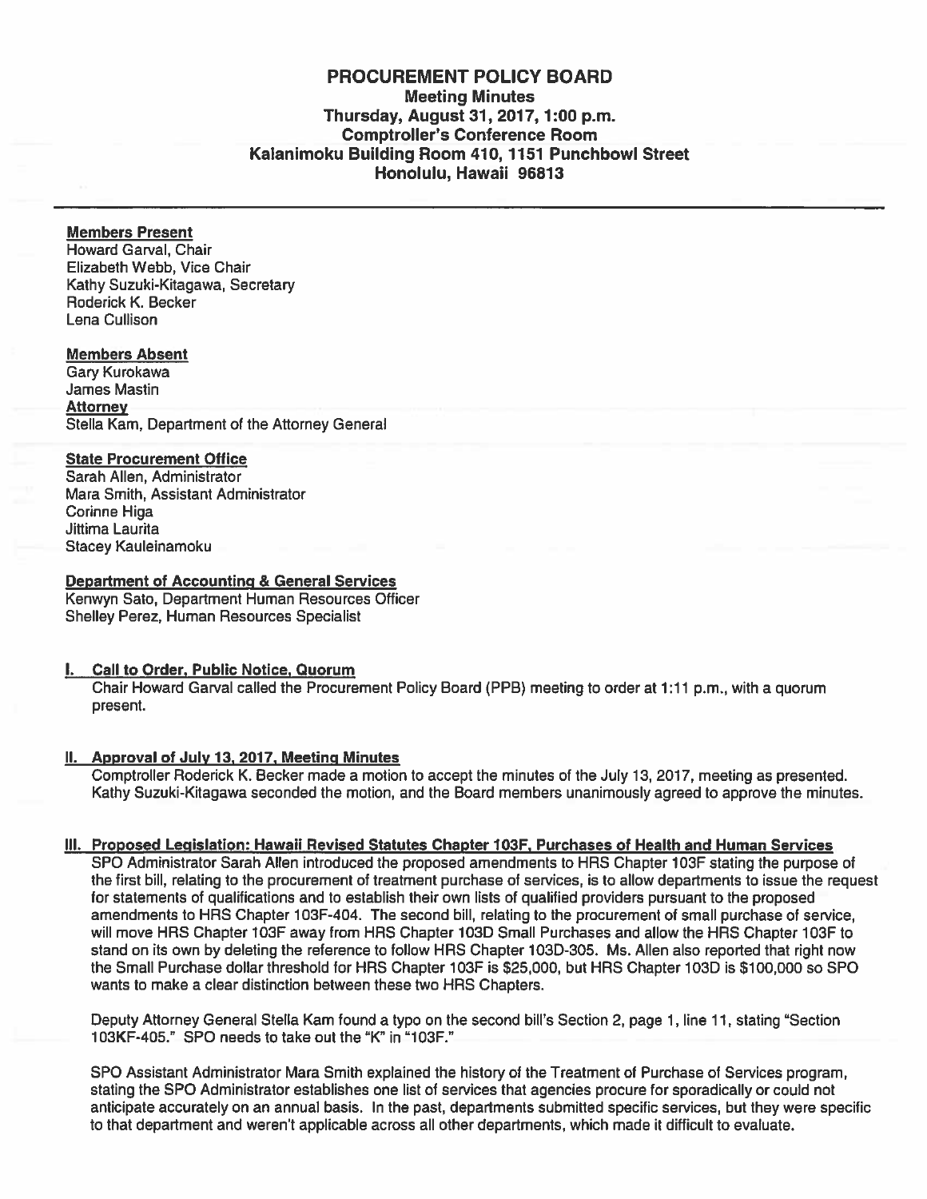# PROCUREMENT POLICY BOARD

**Meeting Minutes**
**Thursday, August 31, 2017, 1:00 p.m.**
**Comptroller's Conference Room**
**Kalanimoku Building Room 410, 1151 Punchbowl Street**
**Honolulu, Hawaii 96813**

---

**Members Present**
Howard Garval, Chair
Elizabeth Webb, Vice Chair
Kathy Suzuki-Kitagawa, Secretary
Roderick K. Becker
Lena Cullison

**Members Absent**
Gary Kurokawa
James Mastin
**Attorney**
Stella Kam, Department of the Attorney General

**State Procurement Office**
Sarah Allen, Administrator
Mara Smith, Assistant Administrator
Corinne Higa
Jittima Laurita
Stacey Kauleinamoku

**Department of Accounting & General Services**
Kenwyn Sato, Department Human Resources Officer
Shelley Perez, Human Resources Specialist

## I. Call to Order, Public Notice, Quorum

Chair Howard Garval called the Procurement Policy Board (PPB) meeting to order at 1:11 p.m., with a quorum present.

## II. Approval of July 13, 2017, Meeting Minutes

Comptroller Roderick K. Becker made a motion to accept the minutes of the July 13, 2017, meeting as presented. Kathy Suzuki-Kitagawa seconded the motion, and the Board members unanimously agreed to approve the minutes.

## III. Proposed Legislation: Hawaii Revised Statutes Chapter 103F, Purchases of Health and Human Services

SPO Administrator Sarah Allen introduced the proposed amendments to HRS Chapter 103F stating the purpose of the first bill, relating to the procurement of treatment purchase of services, is to allow departments to issue the request for statements of qualifications and to establish their own lists of qualified providers pursuant to the proposed amendments to HRS Chapter 103F-404. The second bill, relating to the procurement of small purchase of service, will move HRS Chapter 103F away from HRS Chapter 103D Small Purchases and allow the HRS Chapter 103F to stand on its own by deleting the reference to follow HRS Chapter 103D-305. Ms. Allen also reported that right now the Small Purchase dollar threshold for HRS Chapter 103F is $25,000, but HRS Chapter 103D is $100,000 so SPO wants to make a clear distinction between these two HRS Chapters.

Deputy Attorney General Stella Kam found a typo on the second bill's Section 2, page 1, line 11, stating "Section 103KF-405." SPO needs to take out the "K" in "103F."

SPO Assistant Administrator Mara Smith explained the history of the Treatment of Purchase of Services program, stating the SPO Administrator establishes one list of services that agencies procure for sporadically or could not anticipate accurately on an annual basis. In the past, departments submitted specific services, but they were specific to that department and weren't applicable across all other departments, which made it difficult to evaluate.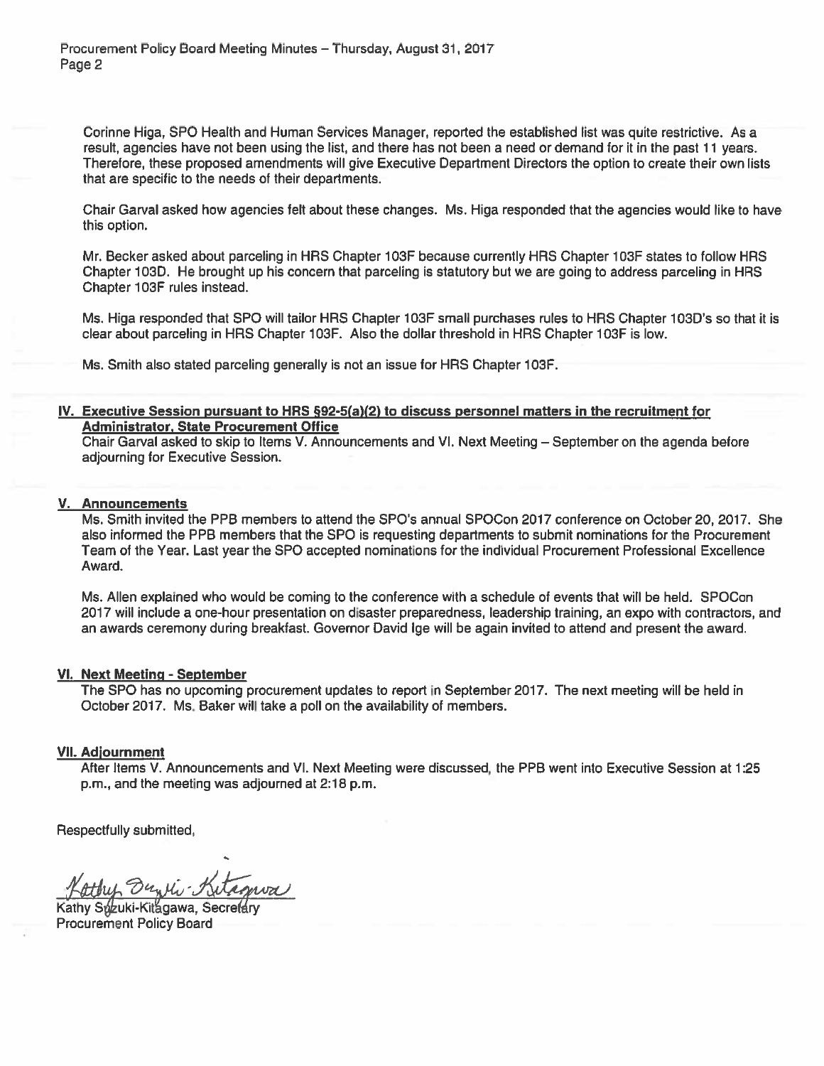Corinne Higa, SPO Health and Human Services Manager, reported the established list was quite restrictive. As a result, agencies have not been using the list, and there has not been a need or demand for it in the past 11 years. Therefore, these proposed amendments will give Executive Department Directors the option to create their own lists that are specific to the needs of their departments.

Chair Garval asked how agencies felt about these changes. Ms. Higa responded that the agencies would like to have this option.

Mr. Becker asked about parceling in HRS Chapter 103F because currently HRS Chapter 103F states to follow HRS Chapter 103D. He brought up his concern that parceling is statutory but we are going to address parceling in HRS Chapter 103F rules instead.

Ms. Higa responded that SPO will tailor HRS Chapter 103F small purchases rules to HRS Chapter 103D's so that it is clear about parceling in HRS Chapter 103F. Also the dollar threshold in HRS Chapter 103F is low.

Ms. Smith also stated parceling generally is not an issue for HRS Chapter 103F.

## IV. Executive Session pursuant to HRS §92-5(a)(2) to discuss personnel matters in the recruitment for Administrator, State Procurement Office

Chair Garval asked to skip to Items V. Announcements and VI. Next Meeting – September on the agenda before adjourning for Executive Session.

## V. Announcements

Ms. Smith invited the PPB members to attend the SPO's annual SPOCon 2017 conference on October 20, 2017. She also informed the PPB members that the SPO is requesting departments to submit nominations for the Procurement Team of the Year. Last year the SPO accepted nominations for the individual Procurement Professional Excellence Award.

Ms. Allen explained who would be coming to the conference with a schedule of events that will be held. SPOCon 2017 will include a one-hour presentation on disaster preparedness, leadership training, an expo with contractors, and an awards ceremony during breakfast. Governor David Ige will be again invited to attend and present the award.

## VI. Next Meeting - September

The SPO has no upcoming procurement updates to report in September 2017. The next meeting will be held in October 2017. Ms. Baker will take a poll on the availability of members.

## VII. Adjournment

After Items V. Announcements and VI. Next Meeting were discussed, the PPB went into Executive Session at 1:25 p.m., and the meeting was adjourned at 2:18 p.m.

Respectfully submitted,

Kathy Suzuki-Kitagawa, Secretary
Procurement Policy Board